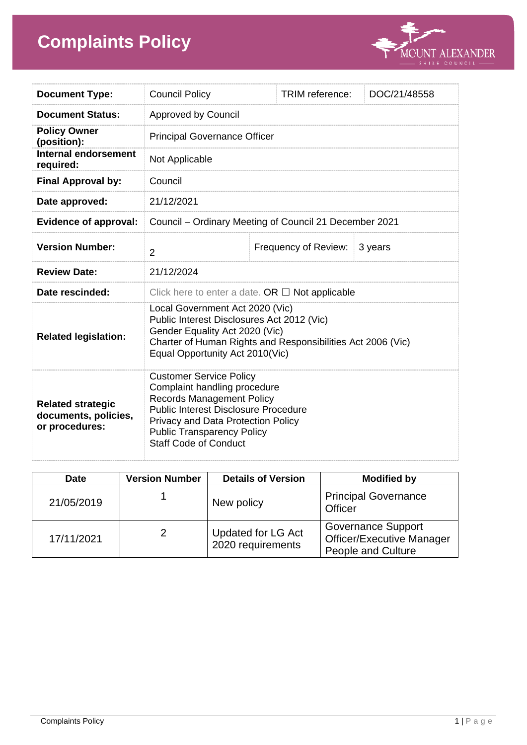# Complaints Policy

| | | | |
|---|---|---|---|
| **Document Type:** | Council Policy | TRIM reference: | DOC/21/48558 |
| **Document Status:** | Approved by Council | | |
| **Policy Owner (position):** | Principal Governance Officer | | |
| **Internal endorsement required:** | Not Applicable | | |
| **Final Approval by:** | Council | | |
| **Date approved:** | 21/12/2021 | | |
| **Evidence of approval:** | Council – Ordinary Meeting of Council 21 December 2021 | | |
| **Version Number:** | 2 | Frequency of Review: | 3 years |
| **Review Date:** | 21/12/2024 | | |
| **Date rescinded:** | Click here to enter a date. OR ☐ Not applicable | | |
| **Related legislation:** | Local Government Act 2020 (Vic)<br>Public Interest Disclosures Act 2012 (Vic)<br>Gender Equality Act 2020 (Vic)<br>Charter of Human Rights and Responsibilities Act 2006 (Vic)<br>Equal Opportunity Act 2010(Vic) | | |
| **Related strategic documents, policies, or procedures:** | Customer Service Policy<br>Complaint handling procedure<br>Records Management Policy<br>Public Interest Disclosure Procedure<br>Privacy and Data Protection Policy<br>Public Transparency Policy<br>Staff Code of Conduct | | |

| Date | Version Number | Details of Version | Modified by |
|---|---|---|---|
| 21/05/2019 | 1 | New policy | Principal Governance Officer |
| 17/11/2021 | 2 | Updated for LG Act 2020 requirements | Governance Support Officer/Executive Manager People and Culture |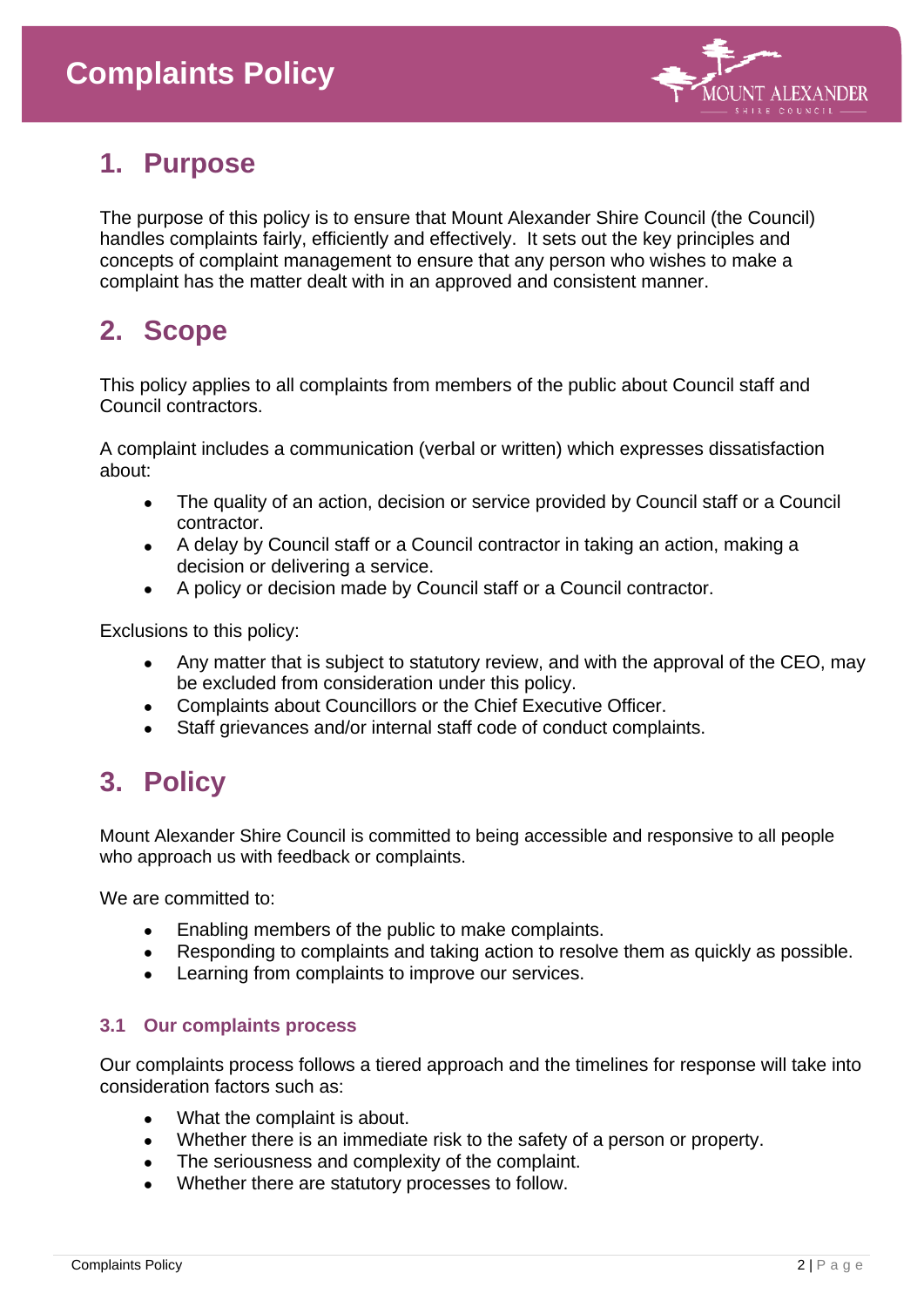# Complaints Policy

## 1. Purpose

The purpose of this policy is to ensure that Mount Alexander Shire Council (the Council) handles complaints fairly, efficiently and effectively. It sets out the key principles and concepts of complaint management to ensure that any person who wishes to make a complaint has the matter dealt with in an approved and consistent manner.

## 2. Scope

This policy applies to all complaints from members of the public about Council staff and Council contractors.

A complaint includes a communication (verbal or written) which expresses dissatisfaction about:

- The quality of an action, decision or service provided by Council staff or a Council contractor.
- A delay by Council staff or a Council contractor in taking an action, making a decision or delivering a service.
- A policy or decision made by Council staff or a Council contractor.

Exclusions to this policy:

- Any matter that is subject to statutory review, and with the approval of the CEO, may be excluded from consideration under this policy.
- Complaints about Councillors or the Chief Executive Officer.
- Staff grievances and/or internal staff code of conduct complaints.

## 3. Policy

Mount Alexander Shire Council is committed to being accessible and responsive to all people who approach us with feedback or complaints.

We are committed to:

- Enabling members of the public to make complaints.
- Responding to complaints and taking action to resolve them as quickly as possible.
- Learning from complaints to improve our services.

### 3.1 Our complaints process

Our complaints process follows a tiered approach and the timelines for response will take into consideration factors such as:

- What the complaint is about.
- Whether there is an immediate risk to the safety of a person or property.
- The seriousness and complexity of the complaint.
- Whether there are statutory processes to follow.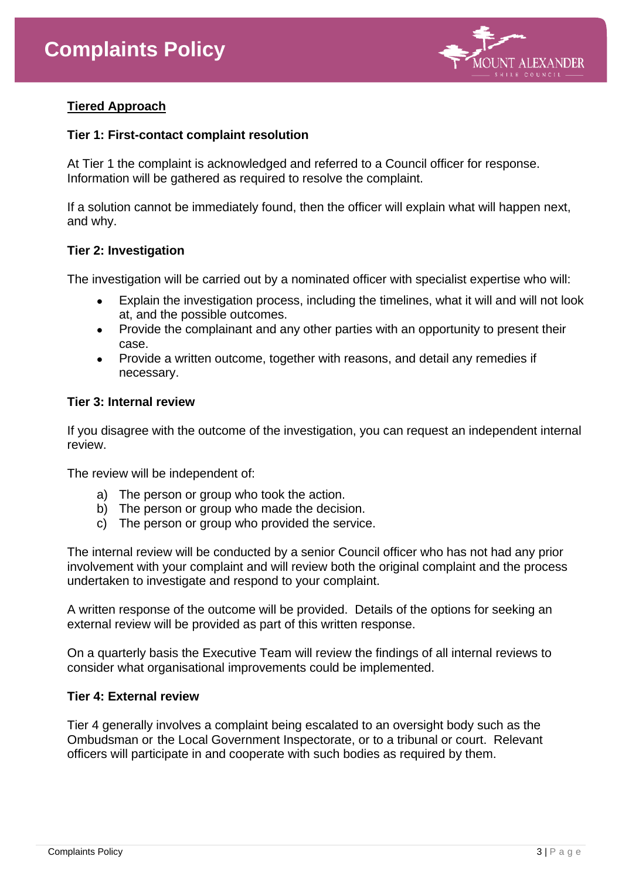## Tiered Approach

### Tier 1: First-contact complaint resolution

At Tier 1 the complaint is acknowledged and referred to a Council officer for response. Information will be gathered as required to resolve the complaint.

If a solution cannot be immediately found, then the officer will explain what will happen next, and why.

### Tier 2: Investigation

The investigation will be carried out by a nominated officer with specialist expertise who will:

- Explain the investigation process, including the timelines, what it will and will not look at, and the possible outcomes.
- Provide the complainant and any other parties with an opportunity to present their case.
- Provide a written outcome, together with reasons, and detail any remedies if necessary.

### Tier 3: Internal review

If you disagree with the outcome of the investigation, you can request an independent internal review.

The review will be independent of:

a) The person or group who took the action.
b) The person or group who made the decision.
c) The person or group who provided the service.

The internal review will be conducted by a senior Council officer who has not had any prior involvement with your complaint and will review both the original complaint and the process undertaken to investigate and respond to your complaint.

A written response of the outcome will be provided. Details of the options for seeking an external review will be provided as part of this written response.

On a quarterly basis the Executive Team will review the findings of all internal reviews to consider what organisational improvements could be implemented.

### Tier 4: External review

Tier 4 generally involves a complaint being escalated to an oversight body such as the Ombudsman or the Local Government Inspectorate, or to a tribunal or court. Relevant officers will participate in and cooperate with such bodies as required by them.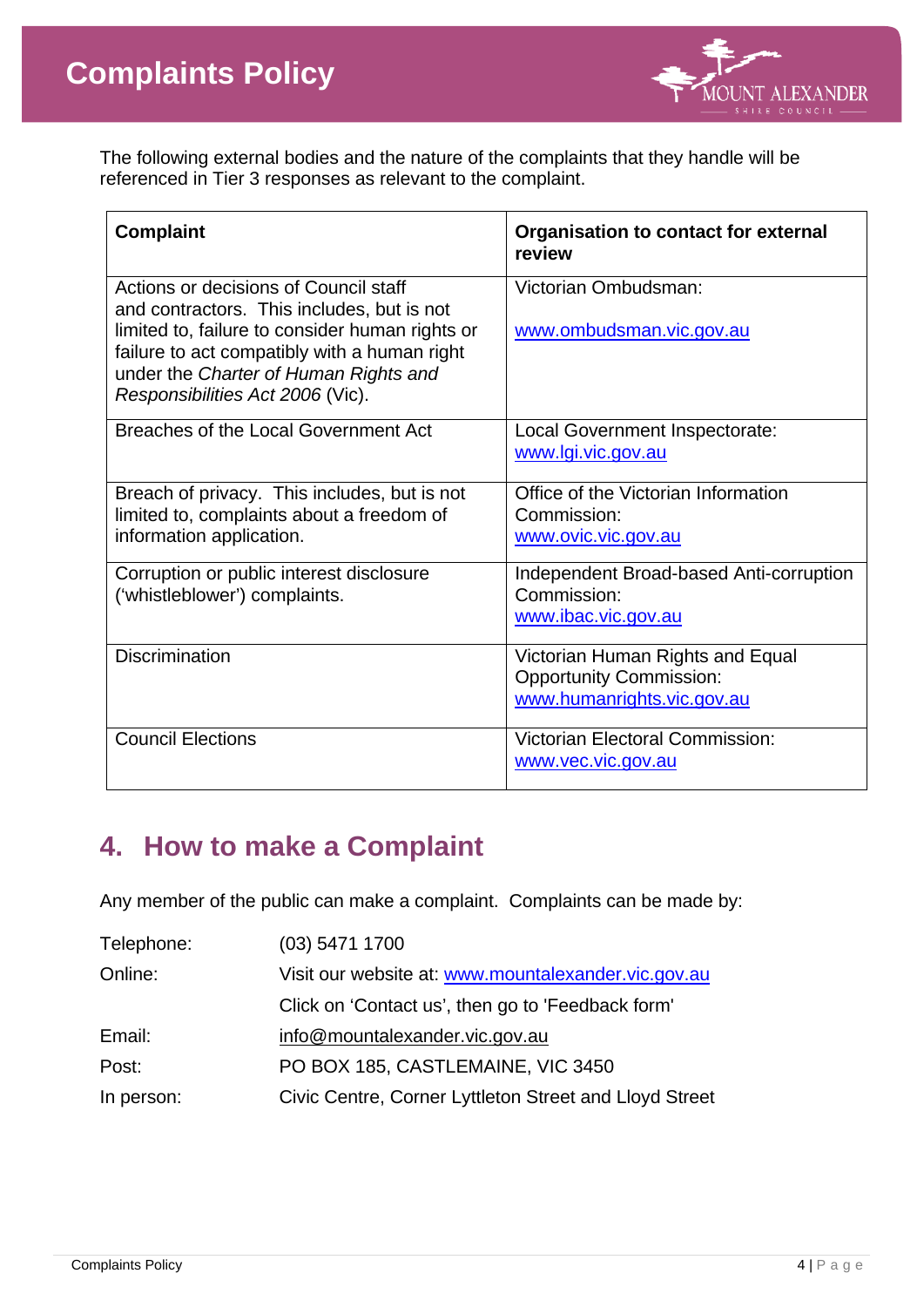The following external bodies and the nature of the complaints that they handle will be referenced in Tier 3 responses as relevant to the complaint.

| Complaint | Organisation to contact for external review |
|---|---|
| Actions or decisions of Council staff and contractors. This includes, but is not limited to, failure to consider human rights or failure to act compatibly with a human right under the *Charter of Human Rights and Responsibilities Act 2006* (Vic). | Victorian Ombudsman: www.ombudsman.vic.gov.au |
| Breaches of the Local Government Act | Local Government Inspectorate: www.lgi.vic.gov.au |
| Breach of privacy. This includes, but is not limited to, complaints about a freedom of information application. | Office of the Victorian Information Commission: www.ovic.vic.gov.au |
| Corruption or public interest disclosure ('whistleblower') complaints. | Independent Broad-based Anti-corruption Commission: www.ibac.vic.gov.au |
| Discrimination | Victorian Human Rights and Equal Opportunity Commission: www.humanrights.vic.gov.au |
| Council Elections | Victorian Electoral Commission: www.vec.vic.gov.au |

## 4. How to make a Complaint

Any member of the public can make a complaint. Complaints can be made by:

| | |
|---|---|
| Telephone: | (03) 5471 1700 |
| Online: | Visit our website at: www.mountalexander.vic.gov.au |
| | Click on 'Contact us', then go to 'Feedback form' |
| Email: | info@mountalexander.vic.gov.au |
| Post: | PO BOX 185, CASTLEMAINE, VIC 3450 |
| In person: | Civic Centre, Corner Lyttleton Street and Lloyd Street |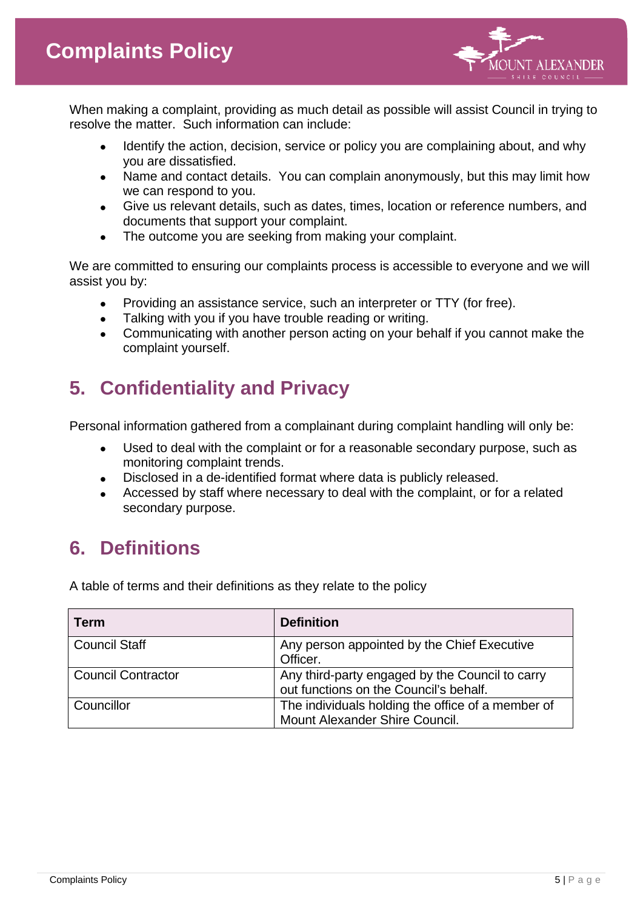When making a complaint, providing as much detail as possible will assist Council in trying to resolve the matter. Such information can include:

- Identify the action, decision, service or policy you are complaining about, and why you are dissatisfied.
- Name and contact details. You can complain anonymously, but this may limit how we can respond to you.
- Give us relevant details, such as dates, times, location or reference numbers, and documents that support your complaint.
- The outcome you are seeking from making your complaint.

We are committed to ensuring our complaints process is accessible to everyone and we will assist you by:

- Providing an assistance service, such an interpreter or TTY (for free).
- Talking with you if you have trouble reading or writing.
- Communicating with another person acting on your behalf if you cannot make the complaint yourself.

## 5. Confidentiality and Privacy

Personal information gathered from a complainant during complaint handling will only be:

- Used to deal with the complaint or for a reasonable secondary purpose, such as monitoring complaint trends.
- Disclosed in a de-identified format where data is publicly released.
- Accessed by staff where necessary to deal with the complaint, or for a related secondary purpose.

## 6. Definitions

A table of terms and their definitions as they relate to the policy

| Term | Definition |
| --- | --- |
| Council Staff | Any person appointed by the Chief Executive Officer. |
| Council Contractor | Any third-party engaged by the Council to carry out functions on the Council's behalf. |
| Councillor | The individuals holding the office of a member of Mount Alexander Shire Council. |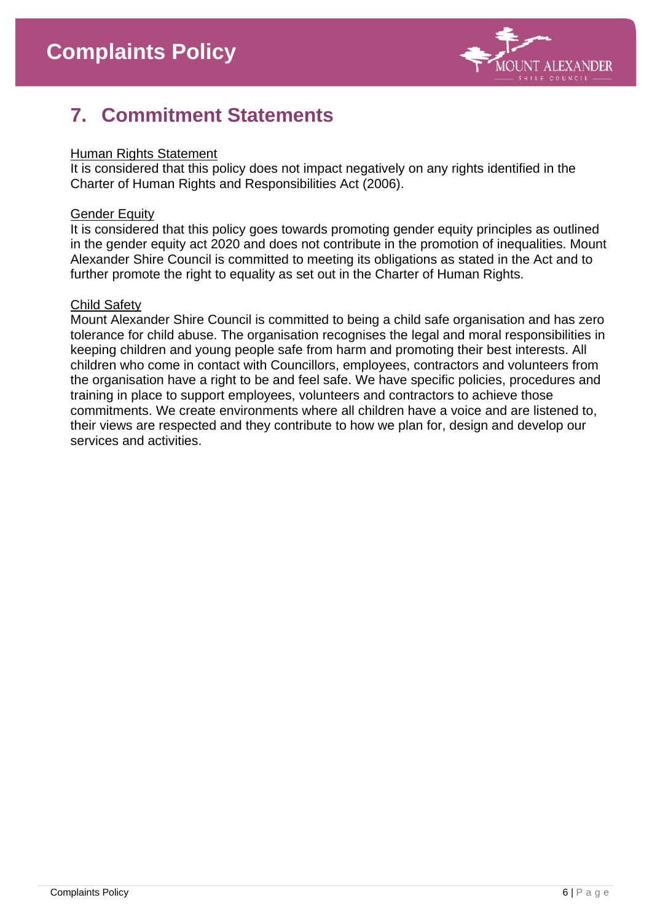## 7. Commitment Statements

<u>Human Rights Statement</u>
It is considered that this policy does not impact negatively on any rights identified in the Charter of Human Rights and Responsibilities Act (2006).

<u>Gender Equity</u>
It is considered that this policy goes towards promoting gender equity principles as outlined in the gender equity act 2020 and does not contribute in the promotion of inequalities. Mount Alexander Shire Council is committed to meeting its obligations as stated in the Act and to further promote the right to equality as set out in the Charter of Human Rights.

<u>Child Safety</u>
Mount Alexander Shire Council is committed to being a child safe organisation and has zero tolerance for child abuse. The organisation recognises the legal and moral responsibilities in keeping children and young people safe from harm and promoting their best interests. All children who come in contact with Councillors, employees, contractors and volunteers from the organisation have a right to be and feel safe. We have specific policies, procedures and training in place to support employees, volunteers and contractors to achieve those commitments. We create environments where all children have a voice and are listened to, their views are respected and they contribute to how we plan for, design and develop our services and activities.